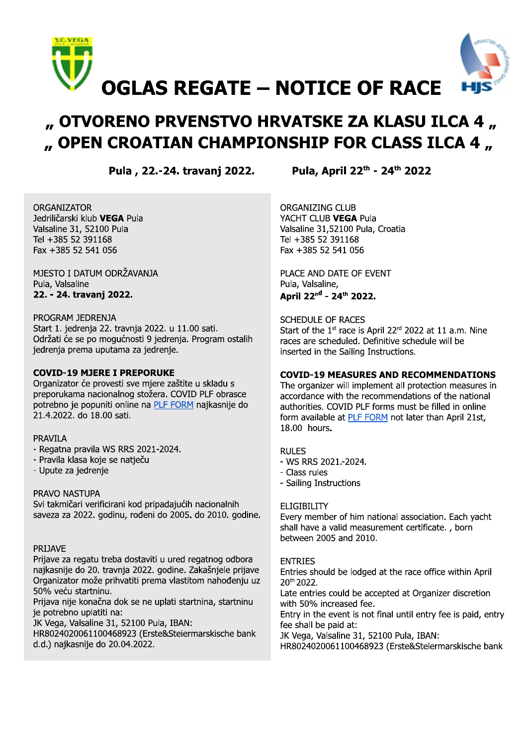# OGLAS REGATE – NOTICE OF RACE

## „ OTVORENO PRVENSTVO HRVATSKE ZA KLASU ILCA 4 „
## „ OPEN CROATIAN CHAMPIONSHIP FOR CLASS ILCA 4 „

**Pula , 22.-24. travanj 2022.** **Pula, April 22th - 24th 2022**

ORGANIZATOR
Jedriličarski klub **VEGA** Pula
Valsaline 31, 52100 Pula
Tel +385 52 391168
Fax +385 52 541 056

MJESTO I DATUM ODRŽAVANJA
Pula, Valsaline
**22. - 24. travanj 2022.**

PROGRAM JEDRENJA
Start 1. jedrenja 22. travnja 2022. u 11.00 sati.
Održati će se po mogućnosti 9 jedrenja. Program ostalih jedrenja prema uputama za jedrenje.

**COVID-19 MJERE I PREPORUKE**
Organizator će provesti sve mjere zaštite u skladu s preporukama nacionalnog stožera. COVID PLF obrasce potrebno je popuniti online na PLF FORM najkasnije do 21.4.2022. do 18.00 sati.

PRAVILA
- Regatna pravila WS RRS 2021-2024.
- Pravila klasa koje se natječu
- Upute za jedrenje

PRAVO NASTUPA
Svi takmičari verificirani kod pripadajućih nacionalnih saveza za 2022. godinu, rođeni do 2005. do 2010. godine.

PRIJAVE
Prijave za regatu treba dostaviti u ured regatnog odbora najkasnije do 20. travnja 2022. godine. Zakašnjele prijave Organizator može prihvatiti prema vlastitom nahođenju uz 50% veću startninu.
Prijava nije konačna dok se ne uplati startnina, startninu je potrebno uplatiti na:
JK Vega, Valsaline 31, 52100 Pula, IBAN: HR8024020061100468923 (Erste&Steiermarskische bank d.d.) najkasnije do 20.04.2022.

ORGANIZING CLUB
YACHT CLUB **VEGA** Pula
Valsaline 31,52100 Pula, Croatia
Tel +385 52 391168
Fax +385 52 541 056

PLACE AND DATE OF EVENT
Pula, Valsaline,
**April 22nd - 24th 2022.**

SCHEDULE OF RACES
Start of the 1st race is April 22rd 2022 at 11 a.m. Nine races are scheduled. Definitive schedule will be inserted in the Sailing Instructions.

**COVID-19 MEASURES AND RECOMMENDATIONS**
The organizer will implement all protection measures in accordance with the recommendations of the national authorities. COVID PLF forms must be filled in online form available at PLF FORM not later than April 21st, 18.00 hours.

RULES
- WS RRS 2021.-2024.
- Class rules
- Sailing Instructions

ELIGIBILITY
Every member of him national association. Each yacht shall have a valid measurement certificate. , born between 2005 and 2010.

ENTRIES
Entries should be lodged at the race office within April 20th 2022.
Late entries could be accepted at Organizer discretion with 50% increased fee.
Entry in the event is not final until entry fee is paid, entry fee shall be paid at:
JK Vega, Valsaline 31, 52100 Pula, IBAN: HR8024020061100468923 (Erste&Steiermarskische bank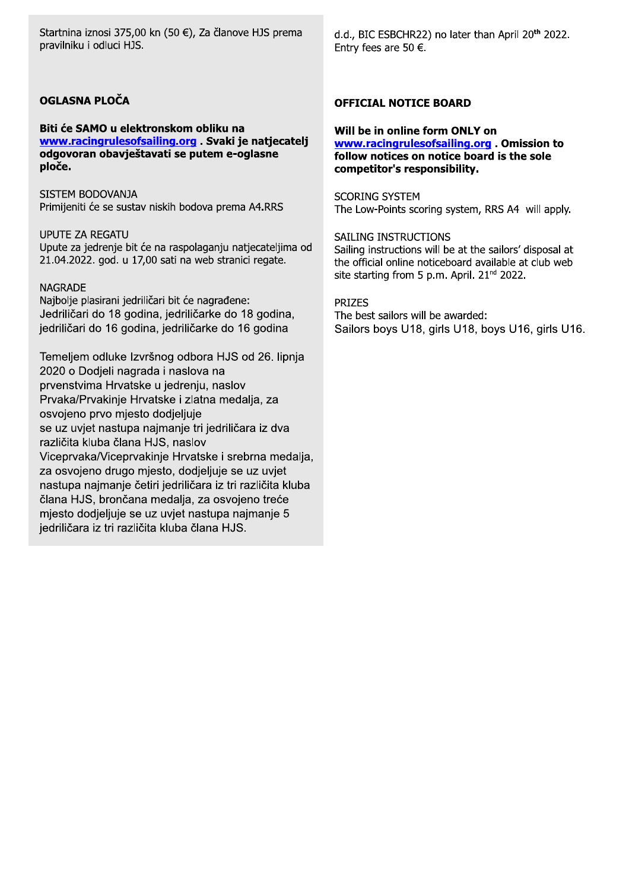Startnina iznosi 375,00 kn (50 €), Za članove HJS prema pravilniku i odluci HJS.

d.d., BIC ESBCHR22) no later than April 20th 2022. Entry fees are 50 €.

**OGLASNA PLOČA**

**Biti će SAMO u elektronskom obliku na [www.racingrulesofsailing.org](http://www.racingrulesofsailing.org) . Svaki je natjecatelj odgovoran obavještavati se putem e-oglasne ploče.**

SISTEM BODOVANJA
Primijeniti će se sustav niskih bodova prema A4.RRS

UPUTE ZA REGATU
Upute za jedrenje bit će na raspolaganju natjecateljima od 21.04.2022. god. u 17,00 sati na web stranici regate.

NAGRADE
Najbolje plasirani jedriličari bit će nagrađene:
Jedriličari do 18 godina, jedriličarke do 18 godina, jedriličari do 16 godina, jedriličarke do 16 godina

Temeljem odluke Izvršnog odbora HJS od 26. lipnja 2020 o Dodjeli nagrada i naslova na prvenstvima Hrvatske u jedrenju, naslov Prvaka/Prvakinje Hrvatske i zlatna medalja, za osvojeno prvo mjesto dodjeljuje se uz uvjet nastupa najmanje tri jedriličara iz dva različita kluba člana HJS, naslov Viceprvaka/Viceprvakinje Hrvatske i srebrna medalja, za osvojeno drugo mjesto, dodjeljuje se uz uvjet nastupa najmanje četiri jedriličara iz tri različita kluba člana HJS, brončana medalja, za osvojeno treće mjesto dodjeljuje se uz uvjet nastupa najmanje 5 jedriličara iz tri različita kluba člana HJS.

**OFFICIAL NOTICE BOARD**

**Will be in online form ONLY on [www.racingrulesofsailing.org](http://www.racingrulesofsailing.org) . Omission to follow notices on notice board is the sole competitor's responsibility.**

SCORING SYSTEM
The Low-Points scoring system, RRS A4 will apply.

SAILING INSTRUCTIONS
Sailing instructions will be at the sailors' disposal at the official online noticeboard available at club web site starting from 5 p.m. April. 21nd 2022.

PRIZES
The best sailors will be awarded:
Sailors boys U18, girls U18, boys U16, girls U16.